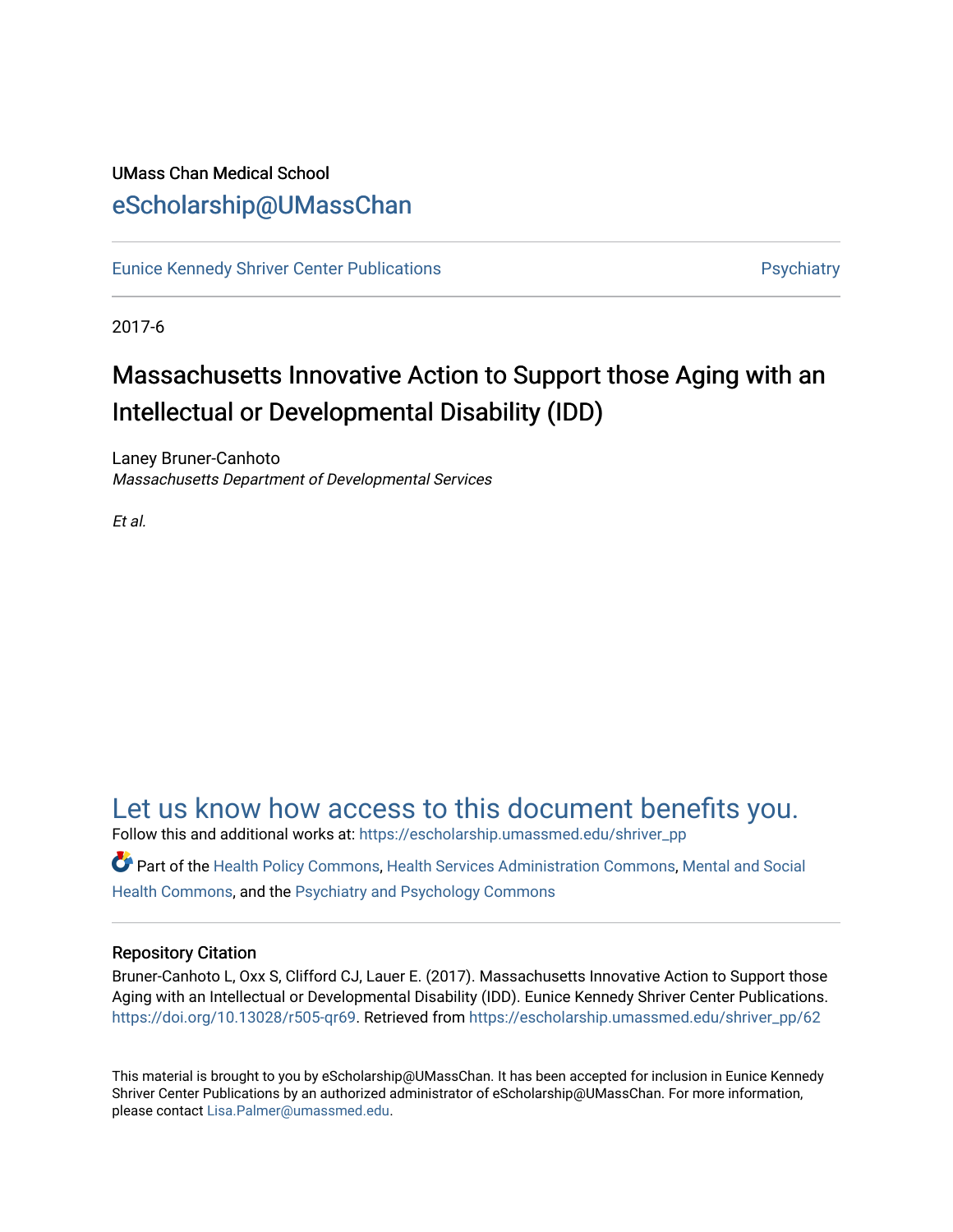UMass Chan Medical School

eScholarship@UMassChan

Eunice Kennedy Shriver Center Publications | Psychiatry

2017-6

# Massachusetts Innovative Action to Support those Aging with an Intellectual or Developmental Disability (IDD)

Laney Bruner-Canhoto
*Massachusetts Department of Developmental Services*

*Et al.*

## Let us know how access to this document benefits you.

Follow this and additional works at: https://escholarship.umassmed.edu/shriver_pp

Part of the Health Policy Commons, Health Services Administration Commons, Mental and Social Health Commons, and the Psychiatry and Psychology Commons

### Repository Citation

Bruner-Canhoto L, Oxx S, Clifford CJ, Lauer E. (2017). Massachusetts Innovative Action to Support those Aging with an Intellectual or Developmental Disability (IDD). Eunice Kennedy Shriver Center Publications. https://doi.org/10.13028/r505-qr69. Retrieved from https://escholarship.umassmed.edu/shriver_pp/62

This material is brought to you by eScholarship@UMassChan. It has been accepted for inclusion in Eunice Kennedy Shriver Center Publications by an authorized administrator of eScholarship@UMassChan. For more information, please contact Lisa.Palmer@umassmed.edu.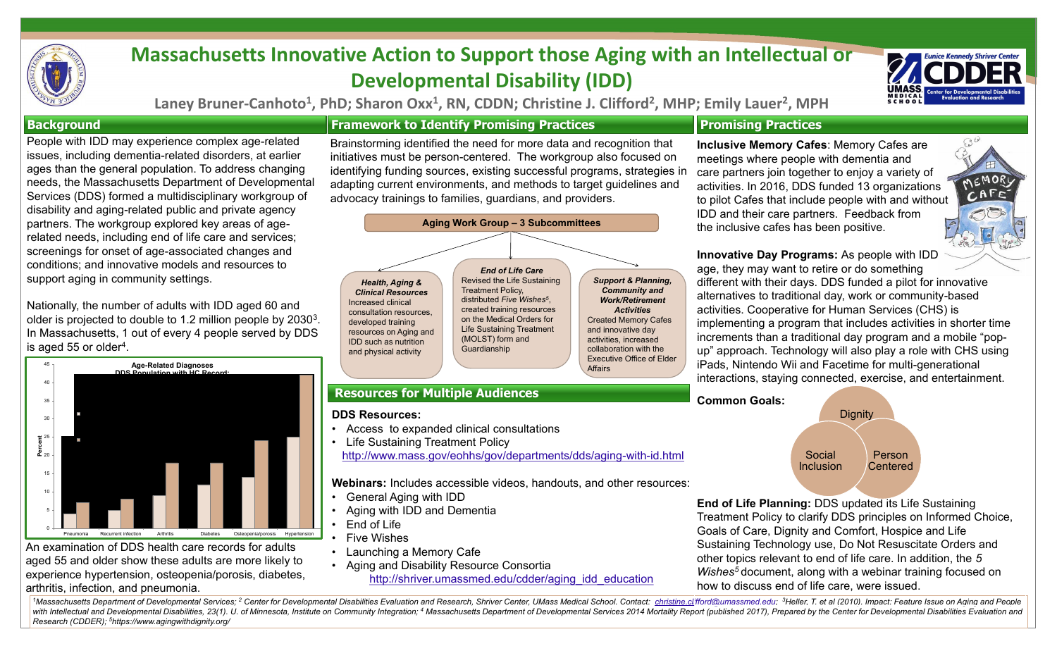# Massachusetts Innovative Action to Support those Aging with an Intellectual or Developmental Disability (IDD)

**Laney Bruner-Canhoto[1], PhD; Sharon Oxx[1], RN, CDDN; Christine J. Clifford[2], MHP; Emily Lauer[2], MPH**

## Background

People with IDD may experience complex age-related issues, including dementia-related disorders, at earlier ages than the general population. To address changing needs, the Massachusetts Department of Developmental Services (DDS) formed a multidisciplinary workgroup of disability and aging-related public and private agency partners. The workgroup explored key areas of age-related needs, including end of life care and services; screenings for onset of age-associated changes and conditions; and innovative models and resources to support aging in community settings.

Nationally, the number of adults with IDD aged 60 and older is projected to double to 1.2 million people by 2030[3]. In Massachusetts, 1 out of every 4 people served by DDS is aged 55 or older[4].

Age-Related Diagnoses
DDS Population with HC Record:

Percent
0
5
10
15
20
25
30
35
40
45

Pneumonia
Recurrent infection
Arthritis
Diabetes
Osteopenia/porosis
Hypertension

An examination of DDS health care records for adults aged 55 and older show these adults are more likely to experience hypertension, osteopenia/porosis, diabetes, arthritis, infection, and pneumonia.

## Framework to Identify Promising Practices

Brainstorming identified the need for more data and recognition that initiatives must be person-centered. The workgroup also focused on identifying funding sources, existing successful programs, strategies in adapting current environments, and methods to target guidelines and advocacy trainings to families, guardians, and providers.

**Aging Work Group – 3 Subcommittees**

***Health, Aging & Clinical Resources*** Increased clinical consultation resources, developed training resources on Aging and IDD such as nutrition and physical activity

***End of Life Care*** Revised the Life Sustaining Treatment Policy, distributed *Five Wishes*[5], created training resources on the Medical Orders for Life Sustaining Treatment (MOLST) form and Guardianship

***Support & Planning, Community and Work/Retirement Activities*** Created Memory Cafes and innovative day activities, increased collaboration with the Executive Office of Elder Affairs

## Resources for Multiple Audiences

**DDS Resources:**

- Access to expanded clinical consultations
- Life Sustaining Treatment Policy
  http://www.mass.gov/eohhs/gov/departments/dds/aging-with-id.html

**Webinars:** Includes accessible videos, handouts, and other resources:

- General Aging with IDD
- Aging with IDD and Dementia
- End of Life
- Five Wishes
- Launching a Memory Cafe
- Aging and Disability Resource Consortia
  http://shriver.umassmed.edu/cdder/aging_idd_education

## Promising Practices

**Inclusive Memory Cafes**: Memory Cafes are meetings where people with dementia and care partners join together to enjoy a variety of activities. In 2016, DDS funded 13 organizations to pilot Cafes that include people with and without IDD and their care partners. Feedback from the inclusive cafes has been positive.

**Innovative Day Programs:** As people with IDD age, they may want to retire or do something different with their days. DDS funded a pilot for innovative alternatives to traditional day, work or community-based activities. Cooperative for Human Services (CHS) is implementing a program that includes activities in shorter time increments than a traditional day program and a mobile "pop-up" approach. Technology will also play a role with CHS using iPads, Nintendo Wii and Facetime for multi-generational interactions, staying connected, exercise, and entertainment.

**Common Goals:**

Dignity
Social Inclusion
Person Centered

**End of Life Planning:** DDS updated its Life Sustaining Treatment Policy to clarify DDS principles on Informed Choice, Goals of Care, Dignity and Comfort, Hospice and Life Sustaining Technology use, Do Not Resuscitate Orders and other topics relevant to end of life care. In addition, the *5 Wishes*[5] document, along with a webinar training focused on how to discuss end of life care, were issued.

*[1]Massachusetts Department of Developmental Services; [2] Center for Developmental Disabilities Evaluation and Research, Shriver Center, UMass Medical School. Contact: christine.clifford@umassmed.edu; [3]Heller, T. et al (2010). Impact: Feature Issue on Aging and People with Intellectual and Developmental Disabilities, 23(1). U. of Minnesota, Institute on Community Integration; [4] Massachusetts Department of Developmental Services 2014 Mortality Report (published 2017), Prepared by the Center for Developmental Disabilities Evaluation and Research (CDDER); [5]https://www.agingwithdignity.org/*